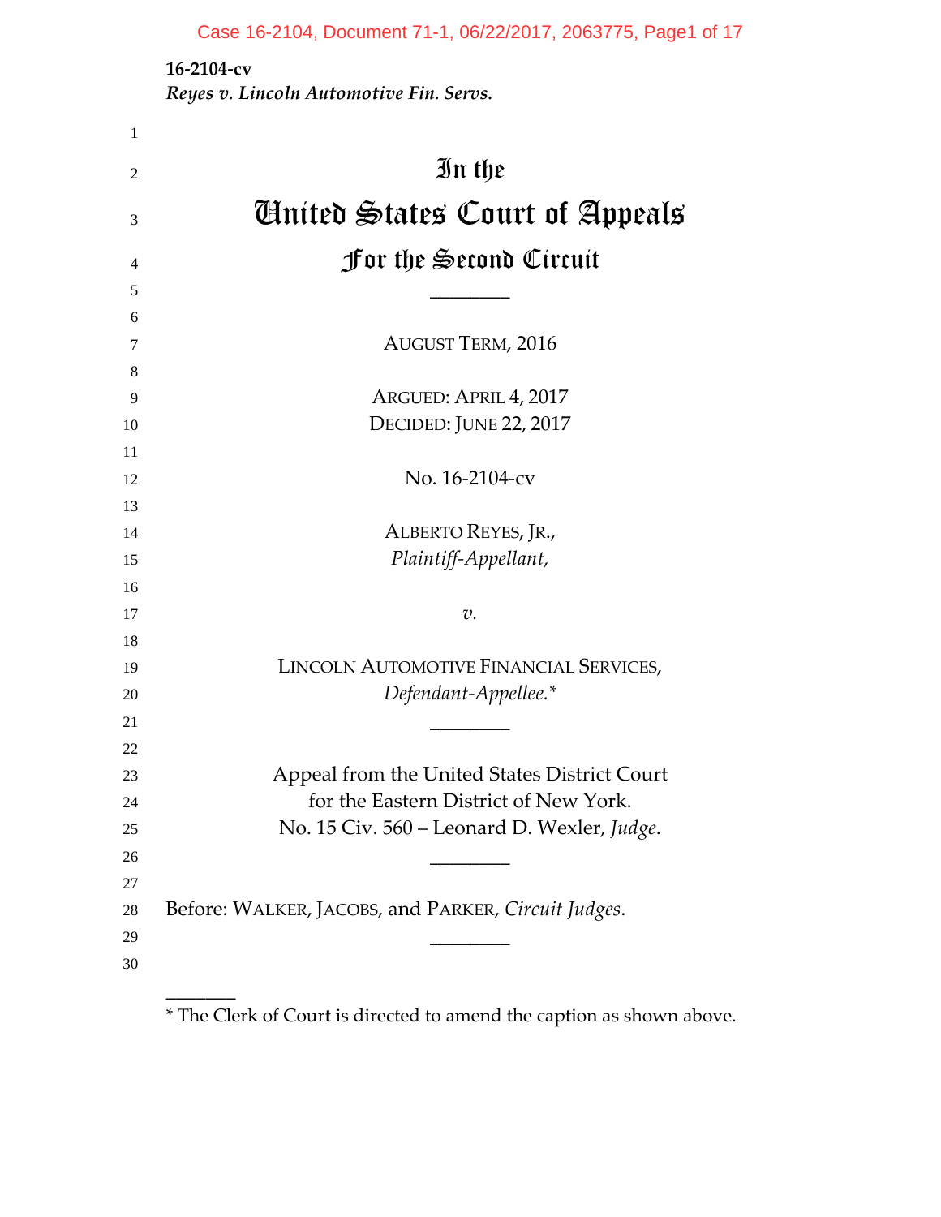**16-2104-cv**
*Reyes v. Lincoln Automotive Fin. Servs.*

# In the
# United States Court of Appeals
## For the Second Circuit

________

AUGUST TERM, 2016

ARGUED: APRIL 4, 2017
DECIDED: JUNE 22, 2017

No. 16-2104-cv

ALBERTO REYES, JR.,
*Plaintiff-Appellant,*

*v.*

LINCOLN AUTOMOTIVE FINANCIAL SERVICES,
*Defendant-Appellee.**

________

Appeal from the United States District Court
for the Eastern District of New York.
No. 15 Civ. 560 – Leonard D. Wexler, *Judge*.

________

Before: WALKER, JACOBS, and PARKER, *Circuit Judges*.

________

* The Clerk of Court is directed to amend the caption as shown above.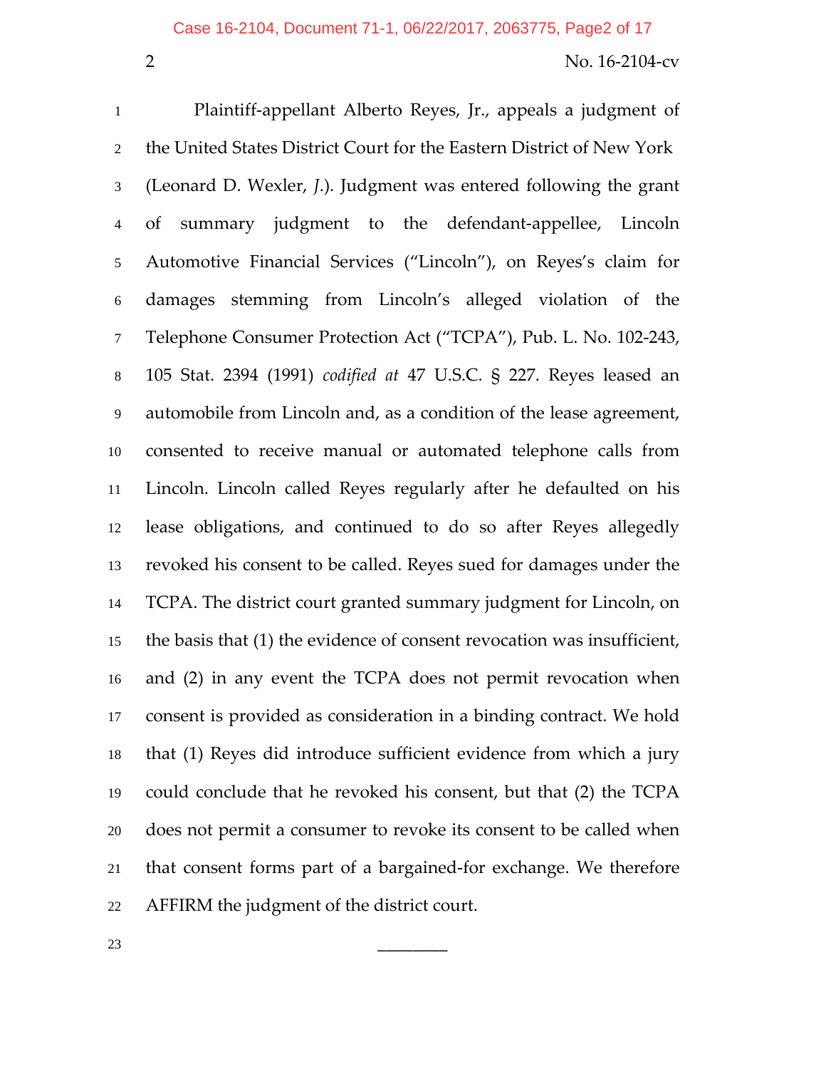Plaintiff-appellant Alberto Reyes, Jr., appeals a judgment of the United States District Court for the Eastern District of New York (Leonard D. Wexler, *J.*). Judgment was entered following the grant of summary judgment to the defendant-appellee, Lincoln Automotive Financial Services ("Lincoln"), on Reyes's claim for damages stemming from Lincoln's alleged violation of the Telephone Consumer Protection Act ("TCPA"), Pub. L. No. 102-243, 105 Stat. 2394 (1991) *codified at* 47 U.S.C. § 227. Reyes leased an automobile from Lincoln and, as a condition of the lease agreement, consented to receive manual or automated telephone calls from Lincoln. Lincoln called Reyes regularly after he defaulted on his lease obligations, and continued to do so after Reyes allegedly revoked his consent to be called. Reyes sued for damages under the TCPA. The district court granted summary judgment for Lincoln, on the basis that (1) the evidence of consent revocation was insufficient, and (2) in any event the TCPA does not permit revocation when consent is provided as consideration in a binding contract. We hold that (1) Reyes did introduce sufficient evidence from which a jury could conclude that he revoked his consent, but that (2) the TCPA does not permit a consumer to revoke its consent to be called when that consent forms part of a bargained-for exchange. We therefore AFFIRM the judgment of the district court.

\_\_\_\_\_\_\_\_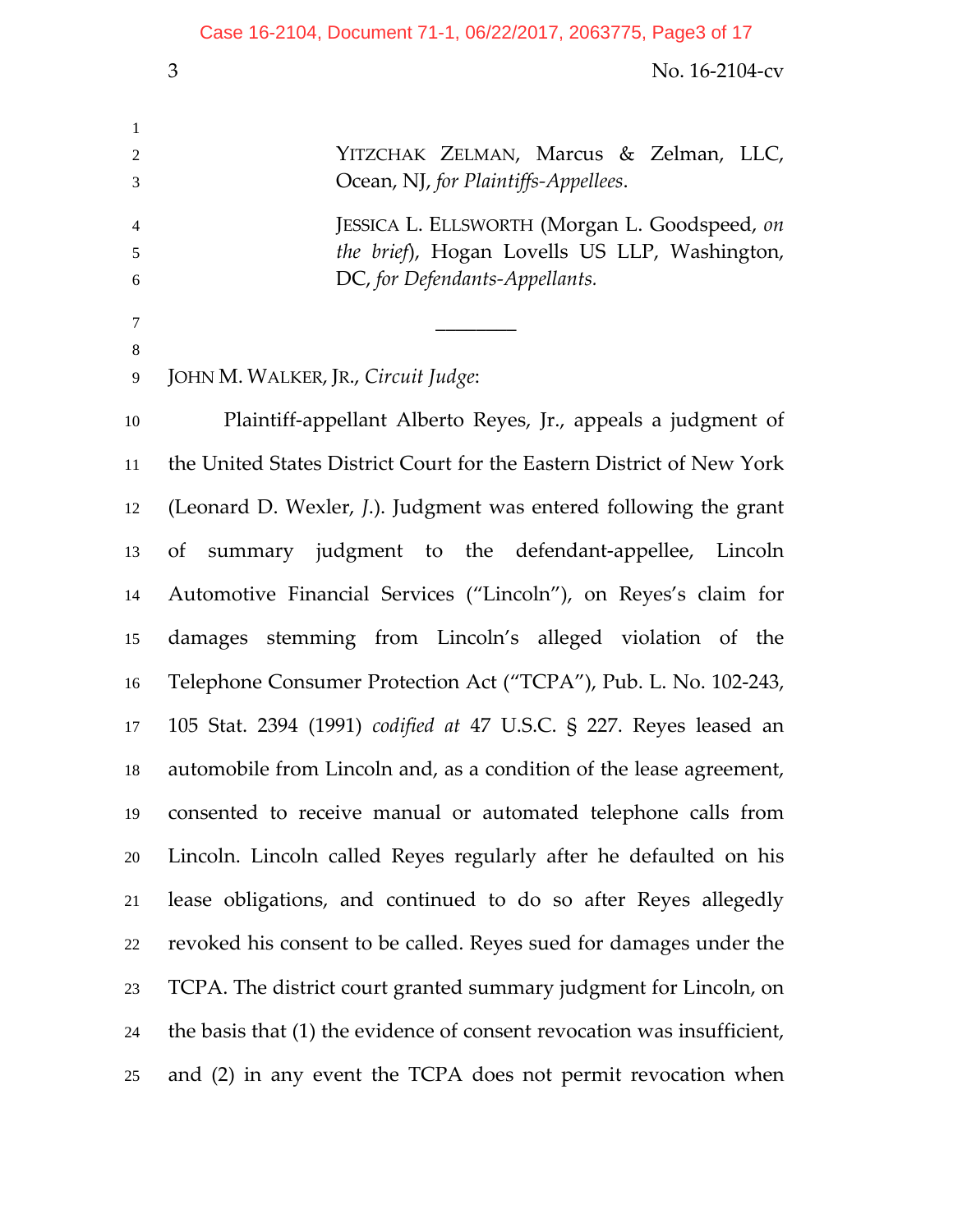YITZCHAK ZELMAN, Marcus & Zelman, LLC, Ocean, NJ, *for Plaintiffs-Appellees*.

JESSICA L. ELLSWORTH (Morgan L. Goodspeed, *on the brief*), Hogan Lovells US LLP, Washington, DC, *for Defendants-Appellants.*

________

JOHN M. WALKER, JR., *Circuit Judge*:

Plaintiff-appellant Alberto Reyes, Jr., appeals a judgment of the United States District Court for the Eastern District of New York (Leonard D. Wexler, *J*.). Judgment was entered following the grant of summary judgment to the defendant-appellee, Lincoln Automotive Financial Services ("Lincoln"), on Reyes's claim for damages stemming from Lincoln's alleged violation of the Telephone Consumer Protection Act ("TCPA"), Pub. L. No. 102-243, 105 Stat. 2394 (1991) *codified at* 47 U.S.C. § 227. Reyes leased an automobile from Lincoln and, as a condition of the lease agreement, consented to receive manual or automated telephone calls from Lincoln. Lincoln called Reyes regularly after he defaulted on his lease obligations, and continued to do so after Reyes allegedly revoked his consent to be called. Reyes sued for damages under the TCPA. The district court granted summary judgment for Lincoln, on the basis that (1) the evidence of consent revocation was insufficient, and (2) in any event the TCPA does not permit revocation when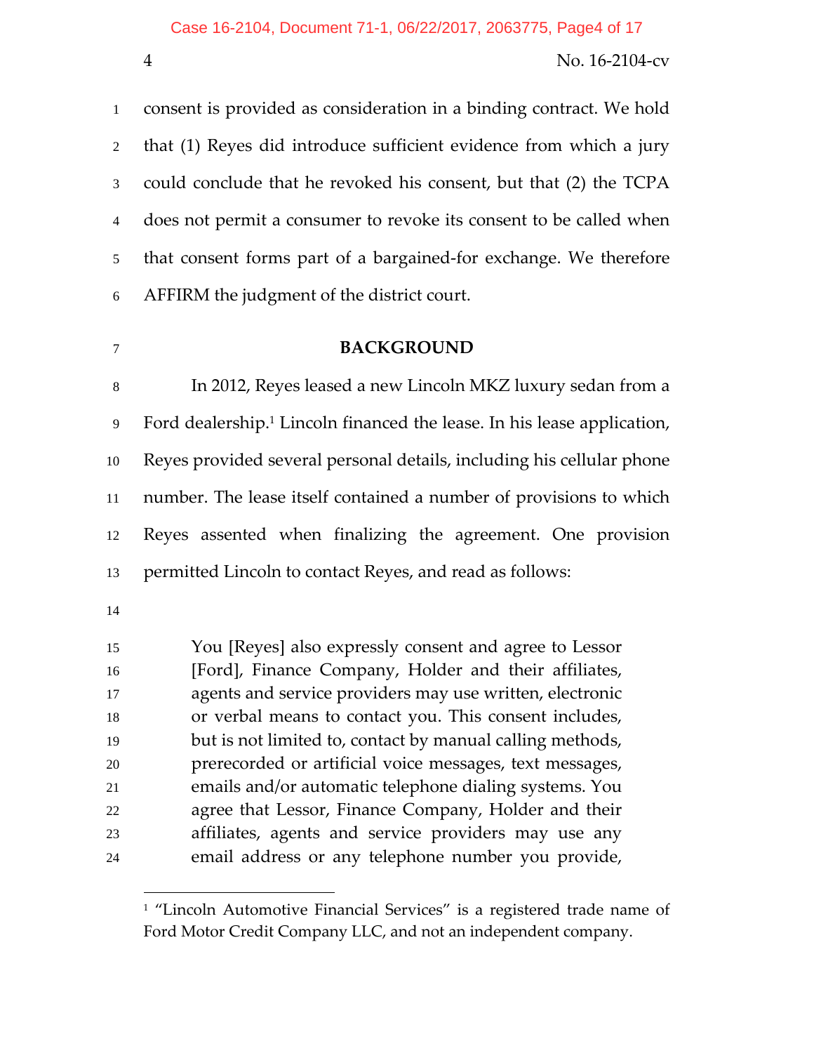consent is provided as consideration in a binding contract. We hold that (1) Reyes did introduce sufficient evidence from which a jury could conclude that he revoked his consent, but that (2) the TCPA does not permit a consumer to revoke its consent to be called when that consent forms part of a bargained-for exchange. We therefore AFFIRM the judgment of the district court.

## BACKGROUND

In 2012, Reyes leased a new Lincoln MKZ luxury sedan from a Ford dealership.[1] Lincoln financed the lease. In his lease application, Reyes provided several personal details, including his cellular phone number. The lease itself contained a number of provisions to which Reyes assented when finalizing the agreement. One provision permitted Lincoln to contact Reyes, and read as follows:

> You [Reyes] also expressly consent and agree to Lessor [Ford], Finance Company, Holder and their affiliates, agents and service providers may use written, electronic or verbal means to contact you. This consent includes, but is not limited to, contact by manual calling methods, prerecorded or artificial voice messages, text messages, emails and/or automatic telephone dialing systems. You agree that Lessor, Finance Company, Holder and their affiliates, agents and service providers may use any email address or any telephone number you provide,

[1] "Lincoln Automotive Financial Services" is a registered trade name of Ford Motor Credit Company LLC, and not an independent company.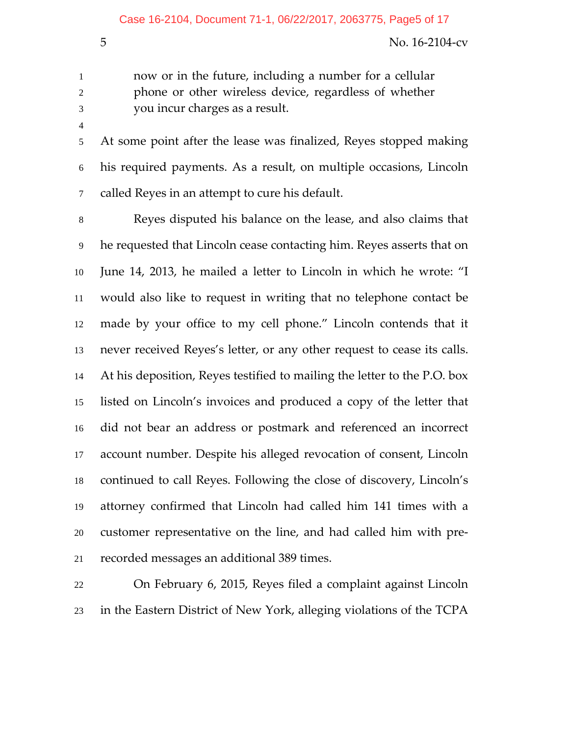> now or in the future, including a number for a cellular phone or other wireless device, regardless of whether you incur charges as a result.

At some point after the lease was finalized, Reyes stopped making his required payments. As a result, on multiple occasions, Lincoln called Reyes in an attempt to cure his default.

Reyes disputed his balance on the lease, and also claims that he requested that Lincoln cease contacting him. Reyes asserts that on June 14, 2013, he mailed a letter to Lincoln in which he wrote: "I would also like to request in writing that no telephone contact be made by your office to my cell phone." Lincoln contends that it never received Reyes's letter, or any other request to cease its calls. At his deposition, Reyes testified to mailing the letter to the P.O. box listed on Lincoln's invoices and produced a copy of the letter that did not bear an address or postmark and referenced an incorrect account number. Despite his alleged revocation of consent, Lincoln continued to call Reyes. Following the close of discovery, Lincoln's attorney confirmed that Lincoln had called him 141 times with a customer representative on the line, and had called him with pre-recorded messages an additional 389 times.

On February 6, 2015, Reyes filed a complaint against Lincoln in the Eastern District of New York, alleging violations of the TCPA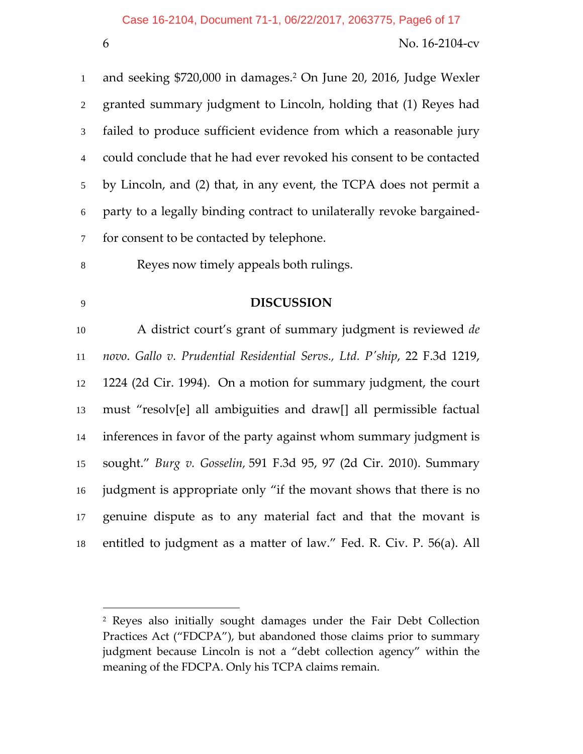and seeking $720,000 in damages.[2] On June 20, 2016, Judge Wexler granted summary judgment to Lincoln, holding that (1) Reyes had failed to produce sufficient evidence from which a reasonable jury could conclude that he had ever revoked his consent to be contacted by Lincoln, and (2) that, in any event, the TCPA does not permit a party to a legally binding contract to unilaterally revoke bargained-for consent to be contacted by telephone.

Reyes now timely appeals both rulings.

**DISCUSSION**

A district court's grant of summary judgment is reviewed *de novo*. *Gallo v. Prudential Residential Servs., Ltd. P'ship*, 22 F.3d 1219, 1224 (2d Cir. 1994). On a motion for summary judgment, the court must "resolv[e] all ambiguities and draw[] all permissible factual inferences in favor of the party against whom summary judgment is sought." *Burg v. Gosselin*, 591 F.3d 95, 97 (2d Cir. 2010). Summary judgment is appropriate only "if the movant shows that there is no genuine dispute as to any material fact and that the movant is entitled to judgment as a matter of law." Fed. R. Civ. P. 56(a). All

[2] Reyes also initially sought damages under the Fair Debt Collection Practices Act ("FDCPA"), but abandoned those claims prior to summary judgment because Lincoln is not a "debt collection agency" within the meaning of the FDCPA. Only his TCPA claims remain.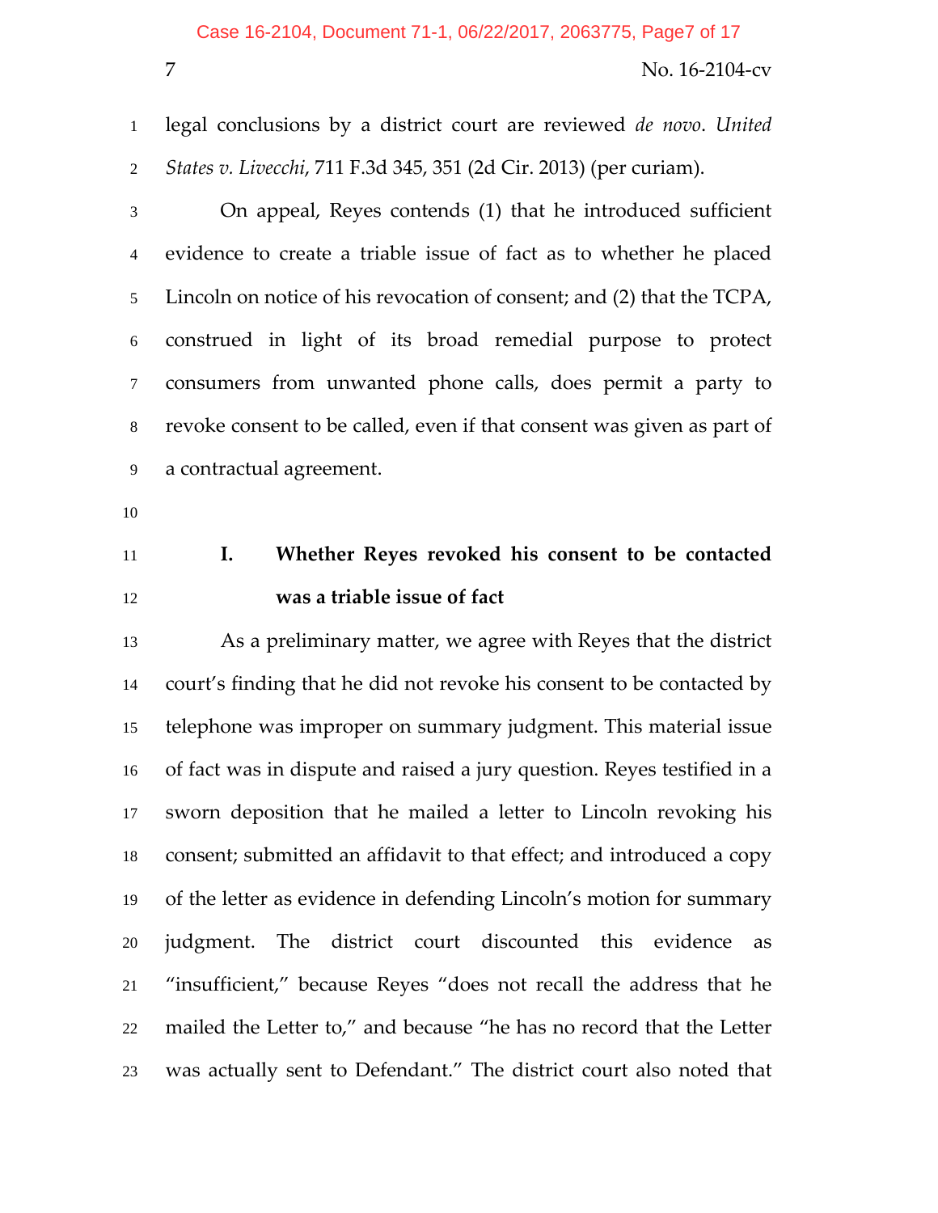legal conclusions by a district court are reviewed *de novo*. *United States v. Livecchi*, 711 F.3d 345, 351 (2d Cir. 2013) (per curiam).

On appeal, Reyes contends (1) that he introduced sufficient evidence to create a triable issue of fact as to whether he placed Lincoln on notice of his revocation of consent; and (2) that the TCPA, construed in light of its broad remedial purpose to protect consumers from unwanted phone calls, does permit a party to revoke consent to be called, even if that consent was given as part of a contractual agreement.

## I. Whether Reyes revoked his consent to be contacted was a triable issue of fact

As a preliminary matter, we agree with Reyes that the district court's finding that he did not revoke his consent to be contacted by telephone was improper on summary judgment. This material issue of fact was in dispute and raised a jury question. Reyes testified in a sworn deposition that he mailed a letter to Lincoln revoking his consent; submitted an affidavit to that effect; and introduced a copy of the letter as evidence in defending Lincoln's motion for summary judgment. The district court discounted this evidence as "insufficient," because Reyes "does not recall the address that he mailed the Letter to," and because "he has no record that the Letter was actually sent to Defendant." The district court also noted that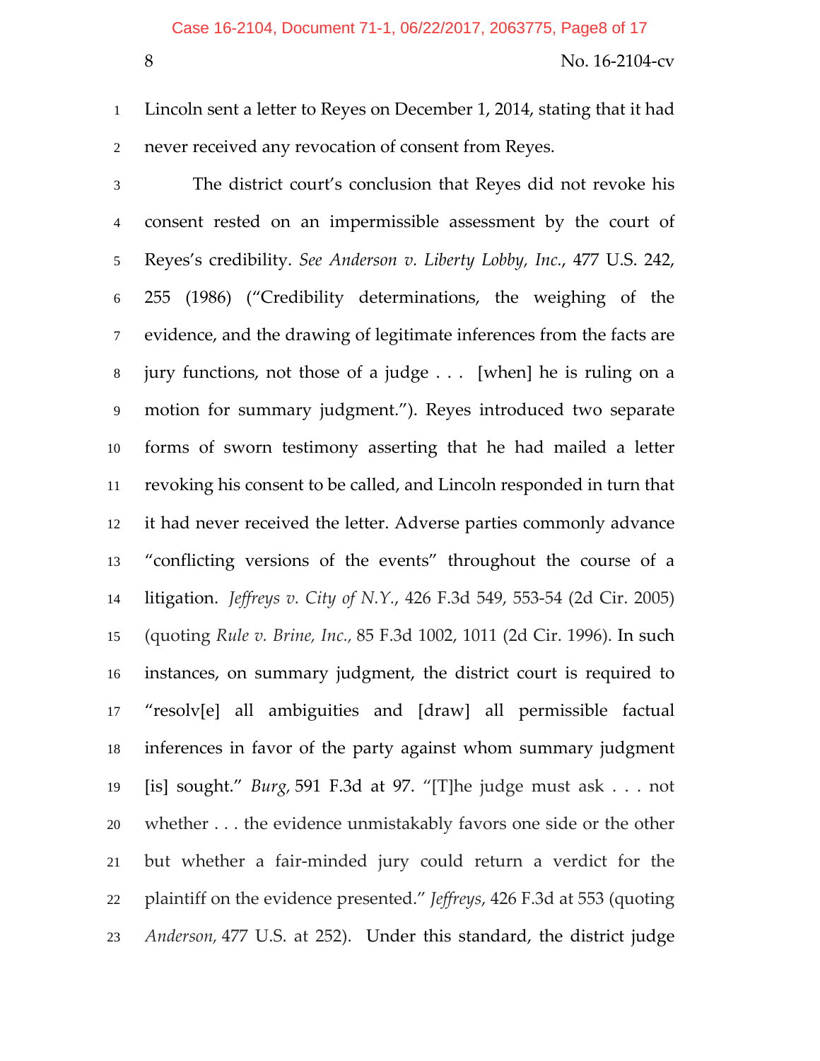Lincoln sent a letter to Reyes on December 1, 2014, stating that it had never received any revocation of consent from Reyes.

The district court's conclusion that Reyes did not revoke his consent rested on an impermissible assessment by the court of Reyes's credibility. *See Anderson v. Liberty Lobby, Inc.*, 477 U.S. 242, 255 (1986) ("Credibility determinations, the weighing of the evidence, and the drawing of legitimate inferences from the facts are jury functions, not those of a judge . . . [when] he is ruling on a motion for summary judgment."). Reyes introduced two separate forms of sworn testimony asserting that he had mailed a letter revoking his consent to be called, and Lincoln responded in turn that it had never received the letter. Adverse parties commonly advance "conflicting versions of the events" throughout the course of a litigation. *Jeffreys v. City of N.Y.*, 426 F.3d 549, 553-54 (2d Cir. 2005) (quoting *Rule v. Brine, Inc.*, 85 F.3d 1002, 1011 (2d Cir. 1996). In such instances, on summary judgment, the district court is required to "resolv[e] all ambiguities and [draw] all permissible factual inferences in favor of the party against whom summary judgment [is] sought." *Burg*, 591 F.3d at 97. "[T]he judge must ask . . . not whether . . . the evidence unmistakably favors one side or the other but whether a fair-minded jury could return a verdict for the plaintiff on the evidence presented." *Jeffreys*, 426 F.3d at 553 (quoting *Anderson*, 477 U.S. at 252). Under this standard, the district judge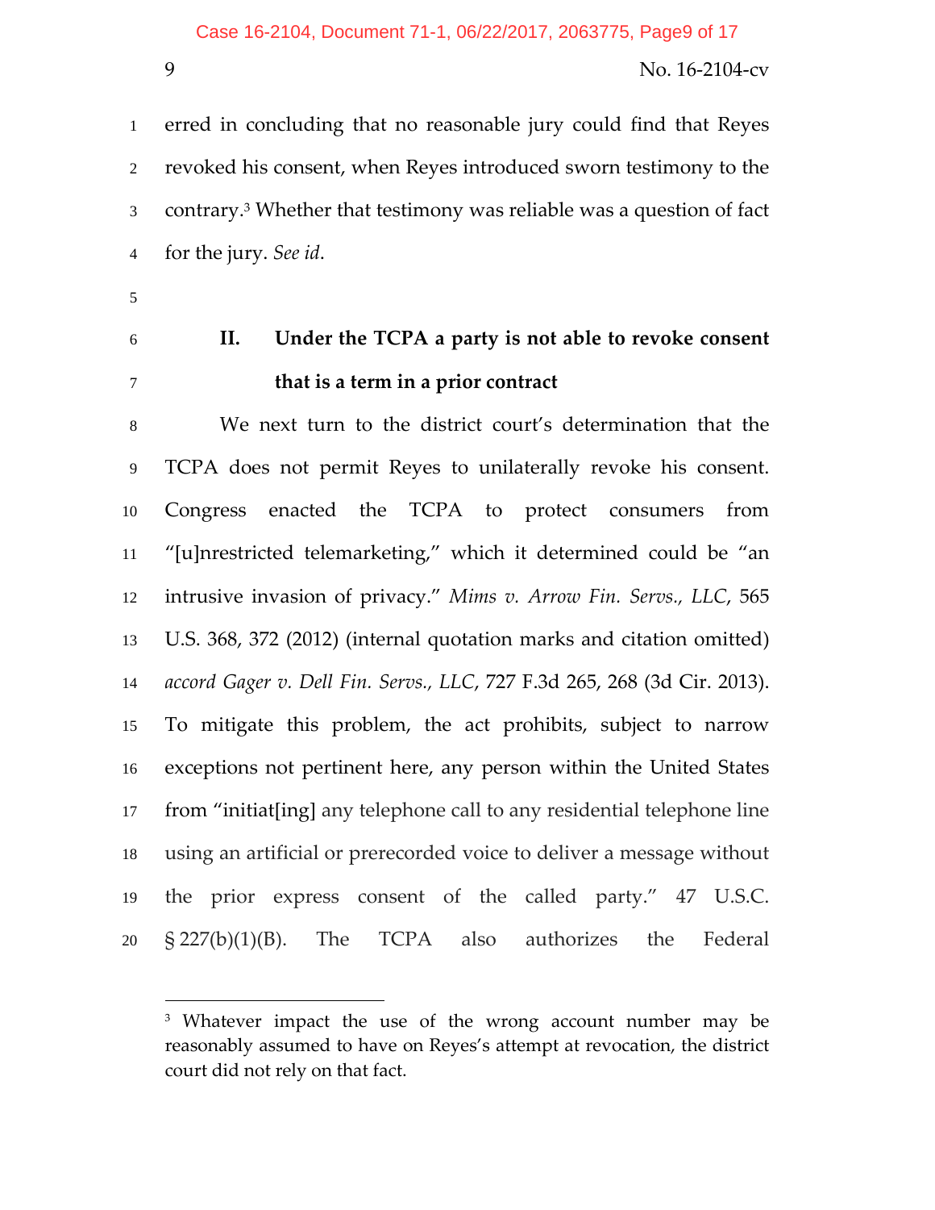erred in concluding that no reasonable jury could find that Reyes revoked his consent, when Reyes introduced sworn testimony to the contrary.[3] Whether that testimony was reliable was a question of fact for the jury. *See id*.

## II. Under the TCPA a party is not able to revoke consent that is a term in a prior contract

We next turn to the district court's determination that the TCPA does not permit Reyes to unilaterally revoke his consent. Congress enacted the TCPA to protect consumers from "[u]nrestricted telemarketing," which it determined could be "an intrusive invasion of privacy." *Mims v. Arrow Fin. Servs., LLC*, 565 U.S. 368, 372 (2012) (internal quotation marks and citation omitted) *accord Gager v. Dell Fin. Servs., LLC*, 727 F.3d 265, 268 (3d Cir. 2013). To mitigate this problem, the act prohibits, subject to narrow exceptions not pertinent here, any person within the United States from "initiat[ing] any telephone call to any residential telephone line using an artificial or prerecorded voice to deliver a message without the prior express consent of the called party." 47 U.S.C. § 227(b)(1)(B). The TCPA also authorizes the Federal

---

[3] Whatever impact the use of the wrong account number may be reasonably assumed to have on Reyes's attempt at revocation, the district court did not rely on that fact.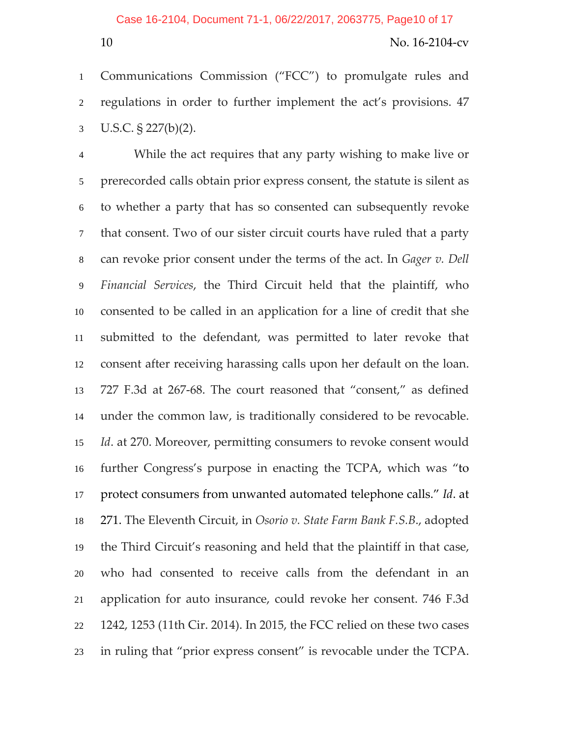Communications Commission ("FCC") to promulgate rules and regulations in order to further implement the act's provisions. 47 U.S.C. § 227(b)(2).

While the act requires that any party wishing to make live or prerecorded calls obtain prior express consent, the statute is silent as to whether a party that has so consented can subsequently revoke that consent. Two of our sister circuit courts have ruled that a party can revoke prior consent under the terms of the act. In *Gager v. Dell Financial Services*, the Third Circuit held that the plaintiff, who consented to be called in an application for a line of credit that she submitted to the defendant, was permitted to later revoke that consent after receiving harassing calls upon her default on the loan. 727 F.3d at 267-68. The court reasoned that "consent," as defined under the common law, is traditionally considered to be revocable. *Id*. at 270. Moreover, permitting consumers to revoke consent would further Congress's purpose in enacting the TCPA, which was "to protect consumers from unwanted automated telephone calls." *Id*. at 271. The Eleventh Circuit, in *Osorio v. State Farm Bank F.S.B.*, adopted the Third Circuit's reasoning and held that the plaintiff in that case, who had consented to receive calls from the defendant in an application for auto insurance, could revoke her consent. 746 F.3d 1242, 1253 (11th Cir. 2014). In 2015, the FCC relied on these two cases in ruling that "prior express consent" is revocable under the TCPA.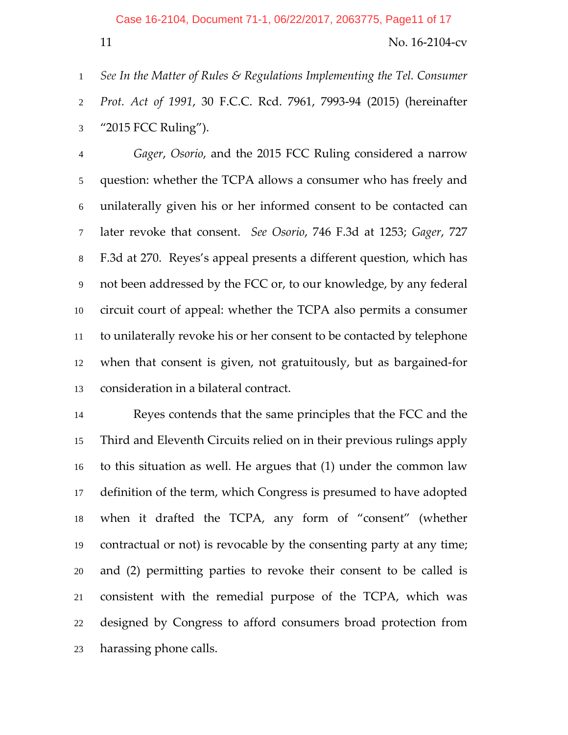*See In the Matter of Rules & Regulations Implementing the Tel. Consumer Prot. Act of 1991*, 30 F.C.C. Rcd. 7961, 7993-94 (2015) (hereinafter "2015 FCC Ruling").

*Gager*, *Osorio*, and the 2015 FCC Ruling considered a narrow question: whether the TCPA allows a consumer who has freely and unilaterally given his or her informed consent to be contacted can later revoke that consent. *See Osorio*, 746 F.3d at 1253; *Gager*, 727 F.3d at 270. Reyes's appeal presents a different question, which has not been addressed by the FCC or, to our knowledge, by any federal circuit court of appeal: whether the TCPA also permits a consumer to unilaterally revoke his or her consent to be contacted by telephone when that consent is given, not gratuitously, but as bargained-for consideration in a bilateral contract.

Reyes contends that the same principles that the FCC and the Third and Eleventh Circuits relied on in their previous rulings apply to this situation as well. He argues that (1) under the common law definition of the term, which Congress is presumed to have adopted when it drafted the TCPA, any form of "consent" (whether contractual or not) is revocable by the consenting party at any time; and (2) permitting parties to revoke their consent to be called is consistent with the remedial purpose of the TCPA, which was designed by Congress to afford consumers broad protection from harassing phone calls.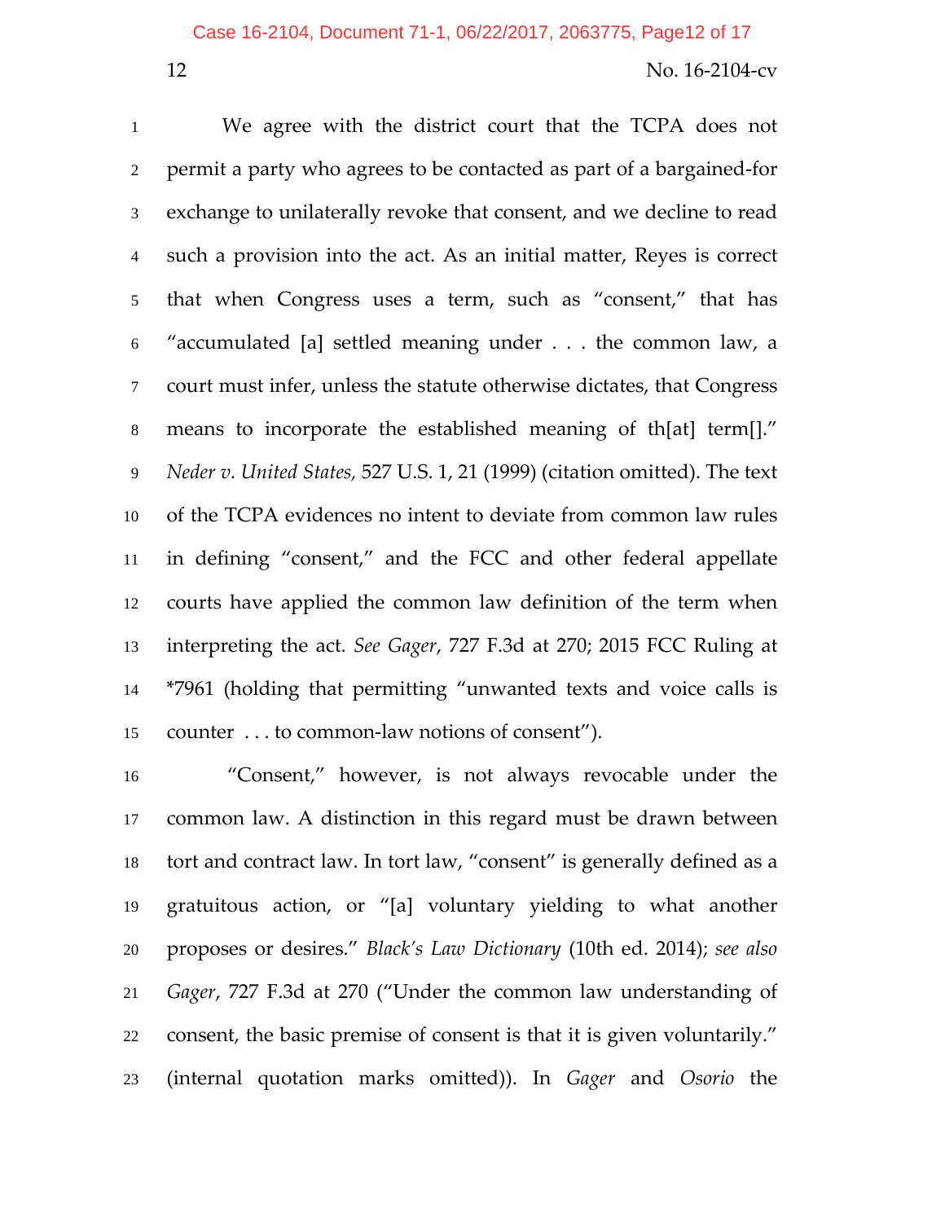We agree with the district court that the TCPA does not permit a party who agrees to be contacted as part of a bargained-for exchange to unilaterally revoke that consent, and we decline to read such a provision into the act. As an initial matter, Reyes is correct that when Congress uses a term, such as "consent," that has "accumulated [a] settled meaning under . . . the common law, a court must infer, unless the statute otherwise dictates, that Congress means to incorporate the established meaning of th[at] term[]." *Neder v. United States*, 527 U.S. 1, 21 (1999) (citation omitted). The text of the TCPA evidences no intent to deviate from common law rules in defining "consent," and the FCC and other federal appellate courts have applied the common law definition of the term when interpreting the act. *See Gager*, 727 F.3d at 270; 2015 FCC Ruling at *7961 (holding that permitting "unwanted texts and voice calls is counter . . . to common-law notions of consent").

"Consent," however, is not always revocable under the common law. A distinction in this regard must be drawn between tort and contract law. In tort law, "consent" is generally defined as a gratuitous action, or "[a] voluntary yielding to what another proposes or desires." *Black's Law Dictionary* (10th ed. 2014); *see also Gager*, 727 F.3d at 270 ("Under the common law understanding of consent, the basic premise of consent is that it is given voluntarily." (internal quotation marks omitted)). In *Gager* and *Osorio* the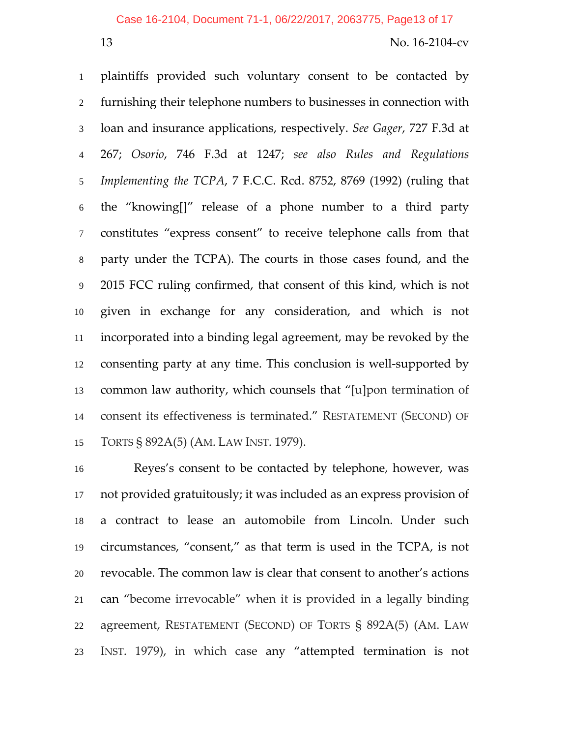plaintiffs provided such voluntary consent to be contacted by furnishing their telephone numbers to businesses in connection with loan and insurance applications, respectively. *See Gager*, 727 F.3d at 267; *Osorio*, 746 F.3d at 1247; *see also Rules and Regulations Implementing the TCPA*, 7 F.C.C. Rcd. 8752, 8769 (1992) (ruling that the "knowing[]" release of a phone number to a third party constitutes "express consent" to receive telephone calls from that party under the TCPA). The courts in those cases found, and the 2015 FCC ruling confirmed, that consent of this kind, which is not given in exchange for any consideration, and which is not incorporated into a binding legal agreement, may be revoked by the consenting party at any time. This conclusion is well-supported by common law authority, which counsels that "[u]pon termination of consent its effectiveness is terminated." RESTATEMENT (SECOND) OF TORTS § 892A(5) (AM. LAW INST. 1979).

Reyes's consent to be contacted by telephone, however, was not provided gratuitously; it was included as an express provision of a contract to lease an automobile from Lincoln. Under such circumstances, "consent," as that term is used in the TCPA, is not revocable. The common law is clear that consent to another's actions can "become irrevocable" when it is provided in a legally binding agreement, RESTATEMENT (SECOND) OF TORTS § 892A(5) (AM. LAW INST. 1979), in which case any "attempted termination is not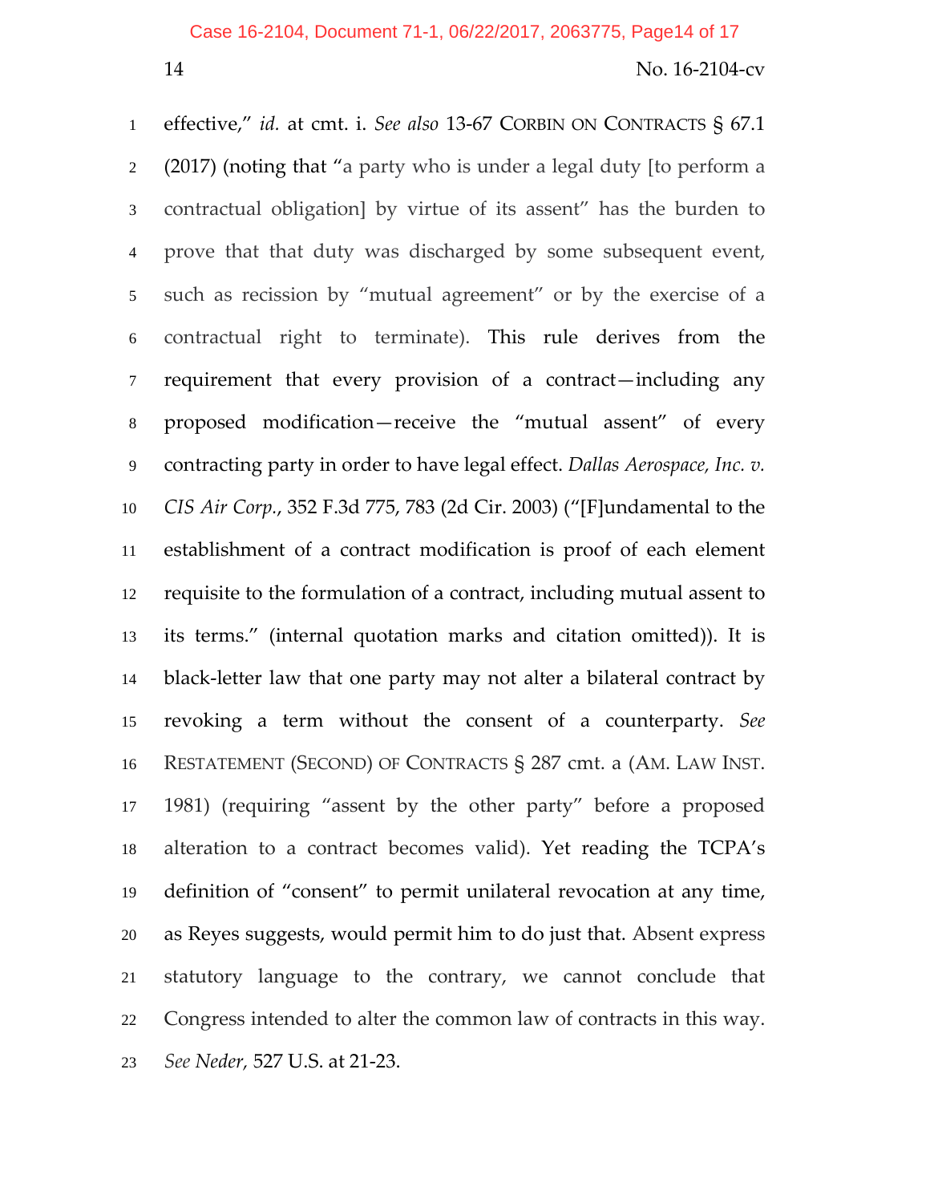effective," *id.* at cmt. i. *See also* 13-67 CORBIN ON CONTRACTS § 67.1 (2017) (noting that "a party who is under a legal duty [to perform a contractual obligation] by virtue of its assent" has the burden to prove that that duty was discharged by some subsequent event, such as recission by "mutual agreement" or by the exercise of a contractual right to terminate). This rule derives from the requirement that every provision of a contract—including any proposed modification—receive the "mutual assent" of every contracting party in order to have legal effect. *Dallas Aerospace, Inc. v. CIS Air Corp.*, 352 F.3d 775, 783 (2d Cir. 2003) ("[F]undamental to the establishment of a contract modification is proof of each element requisite to the formulation of a contract, including mutual assent to its terms." (internal quotation marks and citation omitted)). It is black-letter law that one party may not alter a bilateral contract by revoking a term without the consent of a counterparty. *See* RESTATEMENT (SECOND) OF CONTRACTS § 287 cmt. a (AM. LAW INST. 1981) (requiring "assent by the other party" before a proposed alteration to a contract becomes valid). Yet reading the TCPA's definition of "consent" to permit unilateral revocation at any time, as Reyes suggests, would permit him to do just that. Absent express statutory language to the contrary, we cannot conclude that Congress intended to alter the common law of contracts in this way. *See Neder*, 527 U.S. at 21-23.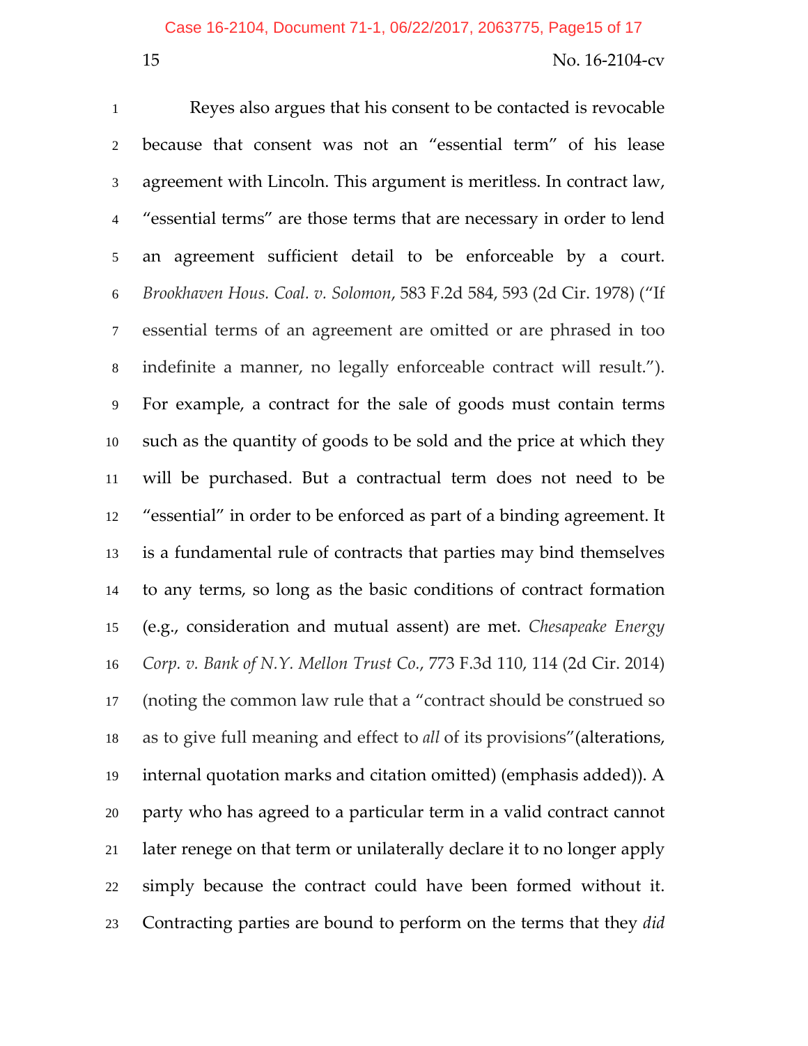Reyes also argues that his consent to be contacted is revocable because that consent was not an "essential term" of his lease agreement with Lincoln. This argument is meritless. In contract law, "essential terms" are those terms that are necessary in order to lend an agreement sufficient detail to be enforceable by a court. *Brookhaven Hous. Coal. v. Solomon*, 583 F.2d 584, 593 (2d Cir. 1978) ("If essential terms of an agreement are omitted or are phrased in too indefinite a manner, no legally enforceable contract will result."). For example, a contract for the sale of goods must contain terms such as the quantity of goods to be sold and the price at which they will be purchased. But a contractual term does not need to be "essential" in order to be enforced as part of a binding agreement. It is a fundamental rule of contracts that parties may bind themselves to any terms, so long as the basic conditions of contract formation (e.g., consideration and mutual assent) are met. *Chesapeake Energy Corp. v. Bank of N.Y. Mellon Trust Co.*, 773 F.3d 110, 114 (2d Cir. 2014) (noting the common law rule that a "contract should be construed so as to give full meaning and effect to *all* of its provisions"(alterations, internal quotation marks and citation omitted) (emphasis added)). A party who has agreed to a particular term in a valid contract cannot later renege on that term or unilaterally declare it to no longer apply simply because the contract could have been formed without it. Contracting parties are bound to perform on the terms that they *did*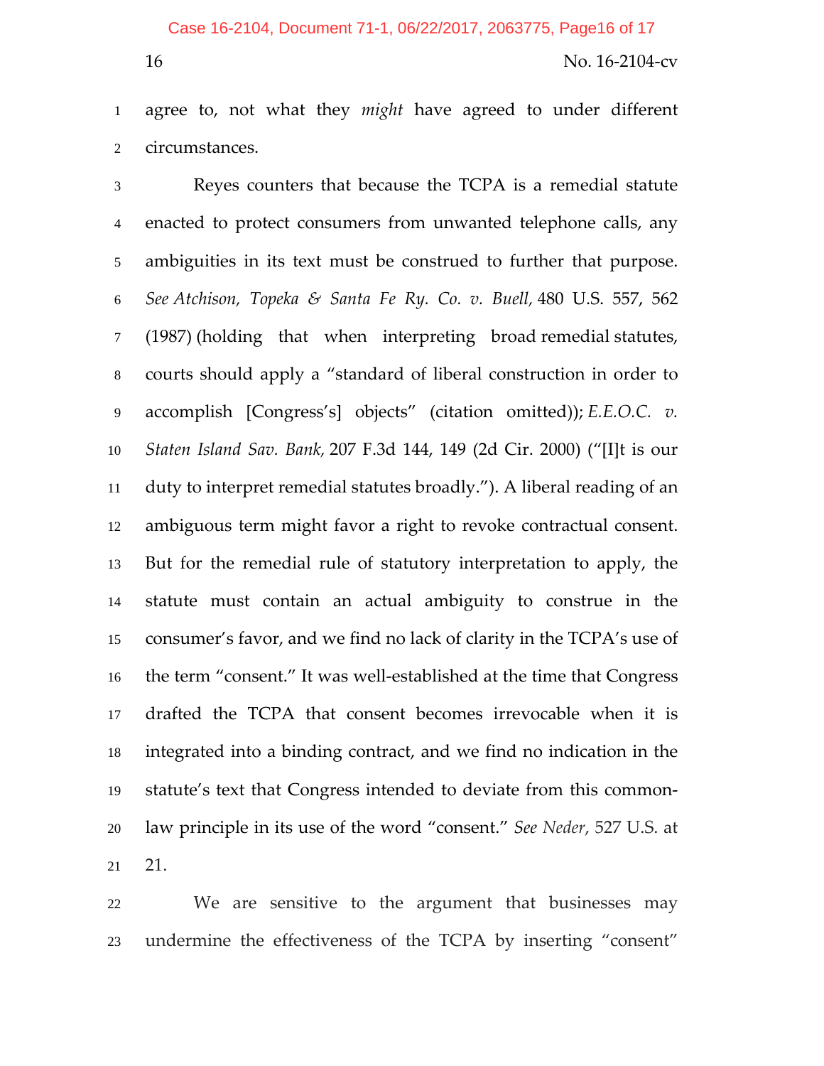agree to, not what they *might* have agreed to under different circumstances.

Reyes counters that because the TCPA is a remedial statute enacted to protect consumers from unwanted telephone calls, any ambiguities in its text must be construed to further that purpose. *See Atchison, Topeka & Santa Fe Ry. Co. v. Buell*, 480 U.S. 557, 562 (1987) (holding that when interpreting broad remedial statutes, courts should apply a "standard of liberal construction in order to accomplish [Congress's] objects" (citation omitted)); *E.E.O.C. v. Staten Island Sav. Bank*, 207 F.3d 144, 149 (2d Cir. 2000) ("[I]t is our duty to interpret remedial statutes broadly."). A liberal reading of an ambiguous term might favor a right to revoke contractual consent. But for the remedial rule of statutory interpretation to apply, the statute must contain an actual ambiguity to construe in the consumer's favor, and we find no lack of clarity in the TCPA's use of the term "consent." It was well-established at the time that Congress drafted the TCPA that consent becomes irrevocable when it is integrated into a binding contract, and we find no indication in the statute's text that Congress intended to deviate from this common-law principle in its use of the word "consent." *See Neder*, 527 U.S. at 21.

We are sensitive to the argument that businesses may undermine the effectiveness of the TCPA by inserting "consent"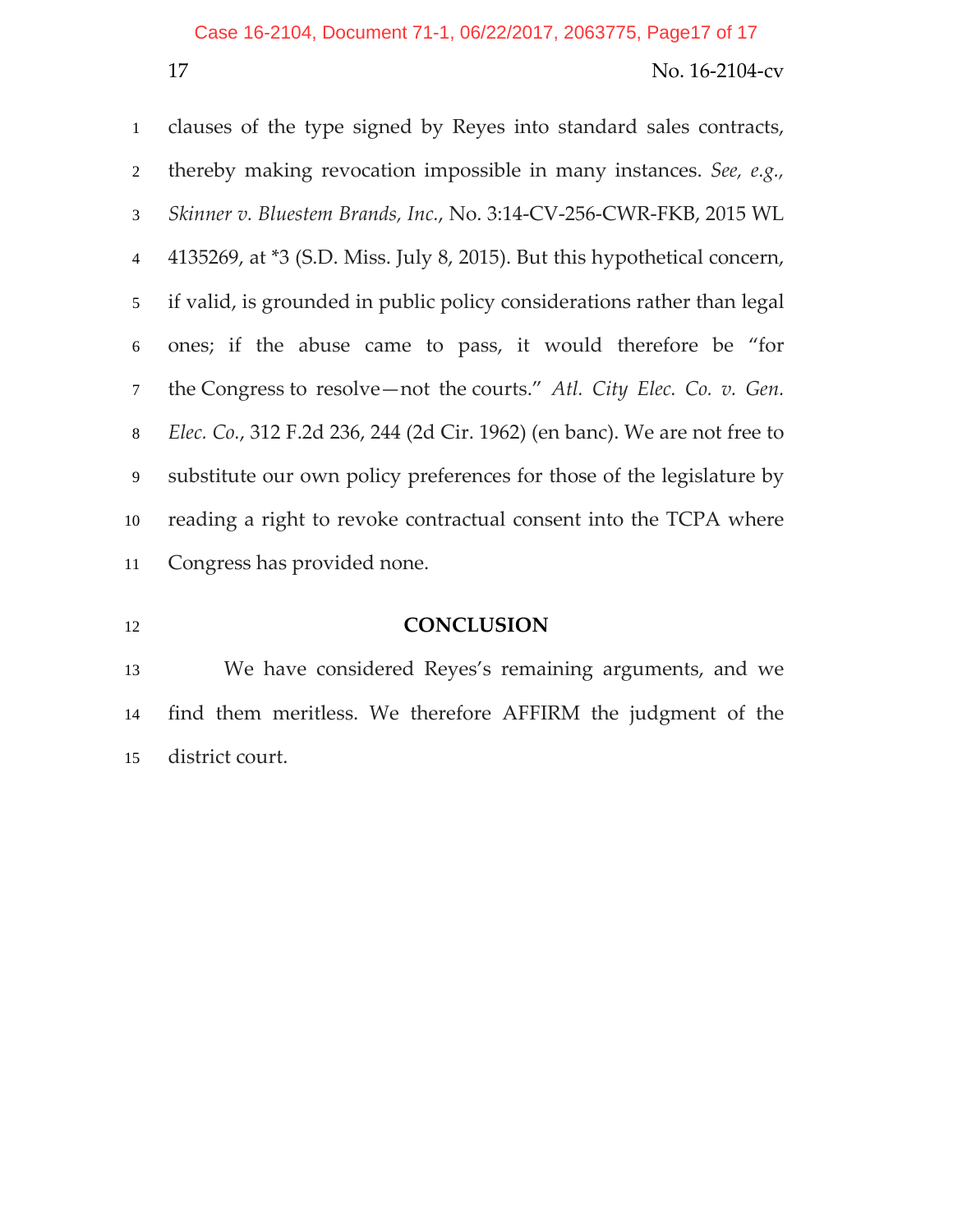clauses of the type signed by Reyes into standard sales contracts, thereby making revocation impossible in many instances. *See, e.g.*, *Skinner v. Bluestem Brands, Inc.*, No. 3:14-CV-256-CWR-FKB, 2015 WL 4135269, at *3 (S.D. Miss. July 8, 2015). But this hypothetical concern, if valid, is grounded in public policy considerations rather than legal ones; if the abuse came to pass, it would therefore be "for the Congress to resolve—not the courts." *Atl. City Elec. Co. v. Gen. Elec. Co.*, 312 F.2d 236, 244 (2d Cir. 1962) (en banc). We are not free to substitute our own policy preferences for those of the legislature by reading a right to revoke contractual consent into the TCPA where Congress has provided none.

## CONCLUSION

We have considered Reyes's remaining arguments, and we find them meritless. We therefore AFFIRM the judgment of the district court.